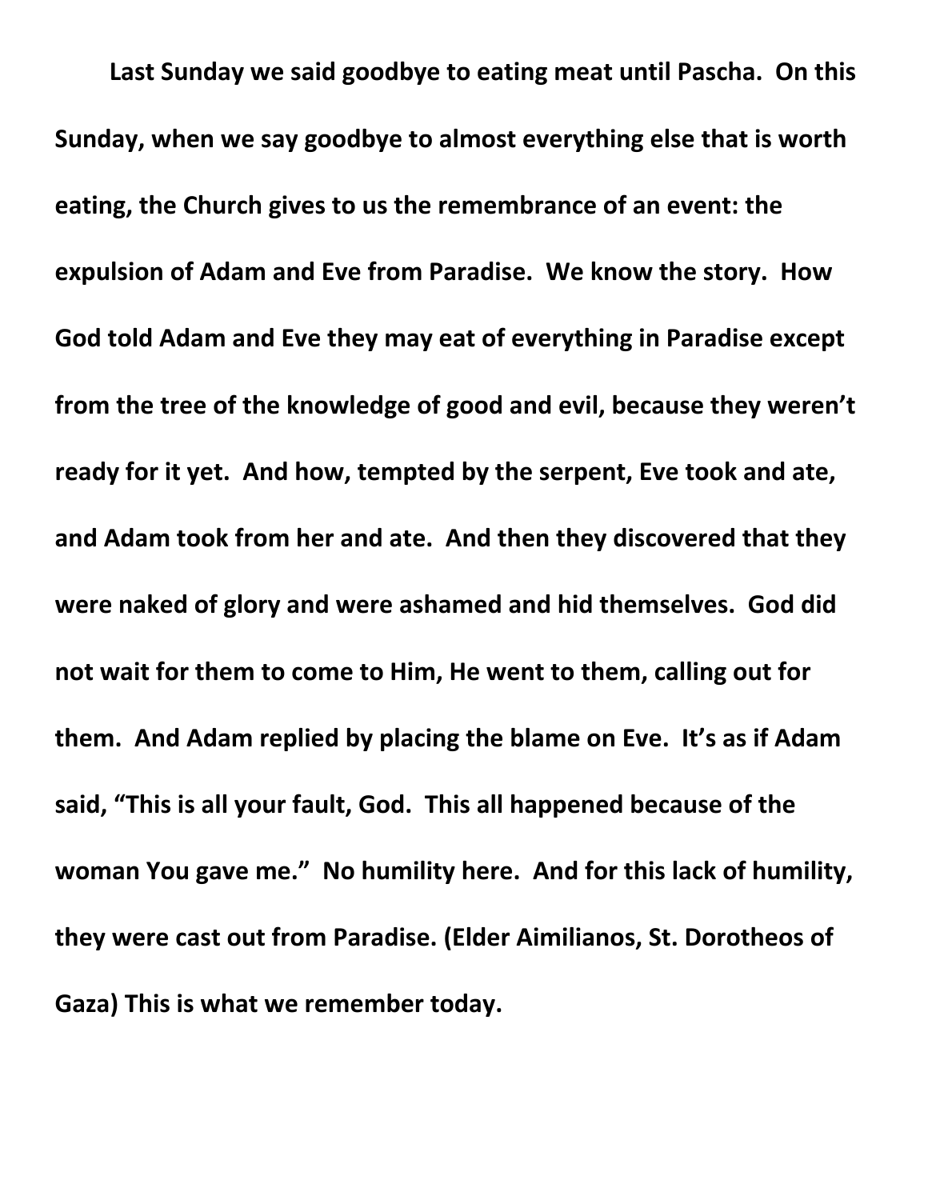**Last Sunday we said goodbye to eating meat until Pascha. On this Sunday, when we say goodbye to almost everything else that is worth eating, the Church gives to us the remembrance of an event: the expulsion of Adam and Eve from Paradise. We know the story. How God told Adam and Eve they may eat of everything in Paradise except from the tree of the knowledge of good and evil, because they weren't ready for it yet. And how, tempted by the serpent, Eve took and ate, and Adam took from her and ate. And then they discovered that they were naked of glory and were ashamed and hid themselves. God did not wait for them to come to Him, He went to them, calling out for them. And Adam replied by placing the blame on Eve. It's as if Adam said, "This is all your fault, God. This all happened because of the woman You gave me." No humility here. And for this lack of humility, they were cast out from Paradise. (Elder Aimilianos, St. Dorotheos of Gaza) This is what we remember today.**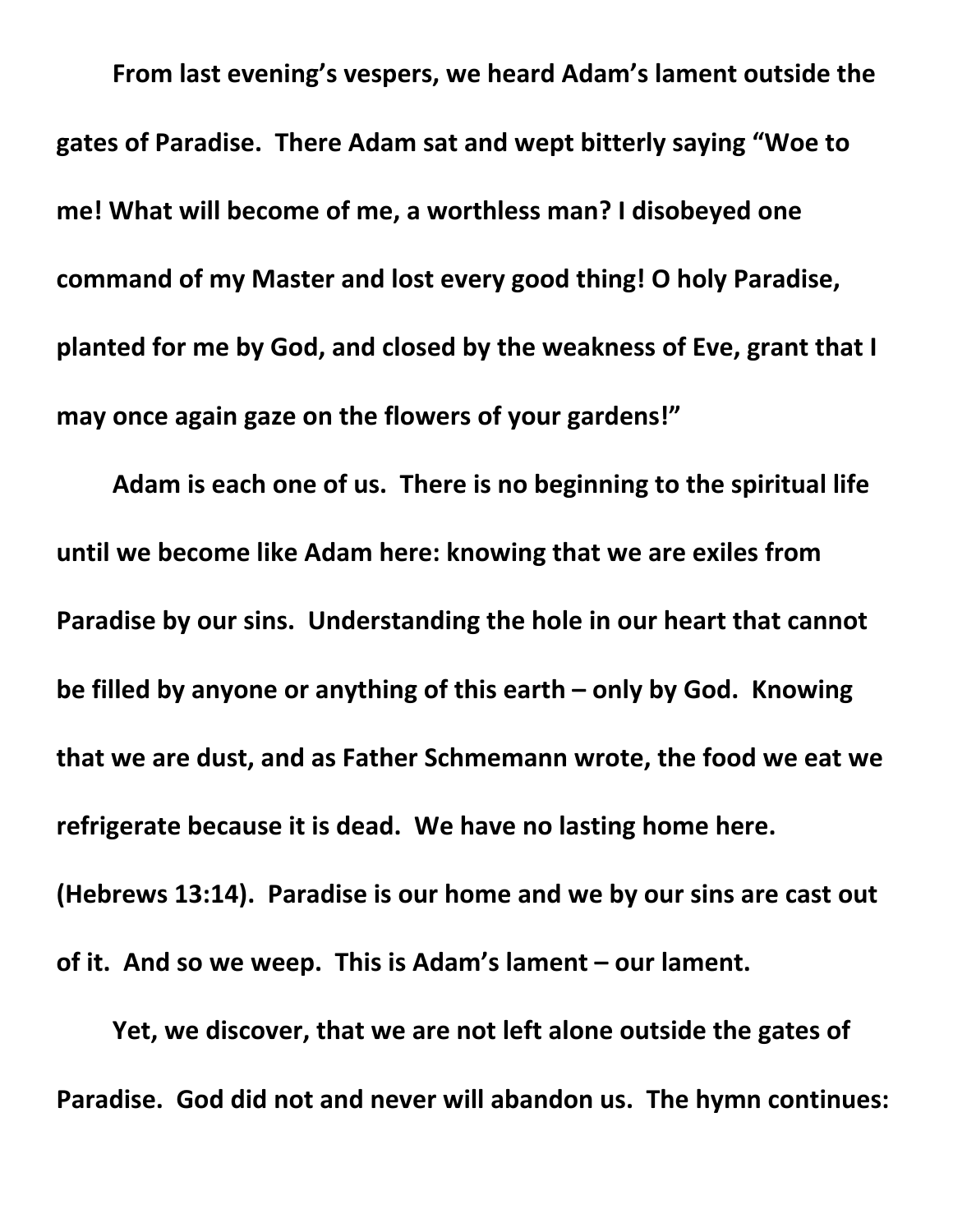**From last evening's vespers, we heard Adam's lament outside the gates of Paradise. There Adam sat and wept bitterly saying "Woe to me! What will become of me, a worthless man? I disobeyed one command of my Master and lost every good thing! O holy Paradise, planted for me by God, and closed by the weakness of Eve, grant that I may once again gaze on the flowers of your gardens!"**

**Adam is each one of us. There is no beginning to the spiritual life until we become like Adam here: knowing that we are exiles from Paradise by our sins. Understanding the hole in our heart that cannot be filled by anyone or anything of this earth – only by God. Knowing that we are dust, and as Father Schmemann wrote, the food we eat we refrigerate because it is dead. We have no lasting home here. (Hebrews 13:14). Paradise is our home and we by our sins are cast out of it. And so we weep. This is Adam's lament – our lament.**

**Yet, we discover, that we are not left alone outside the gates of Paradise. God did not and never will abandon us. The hymn continues:**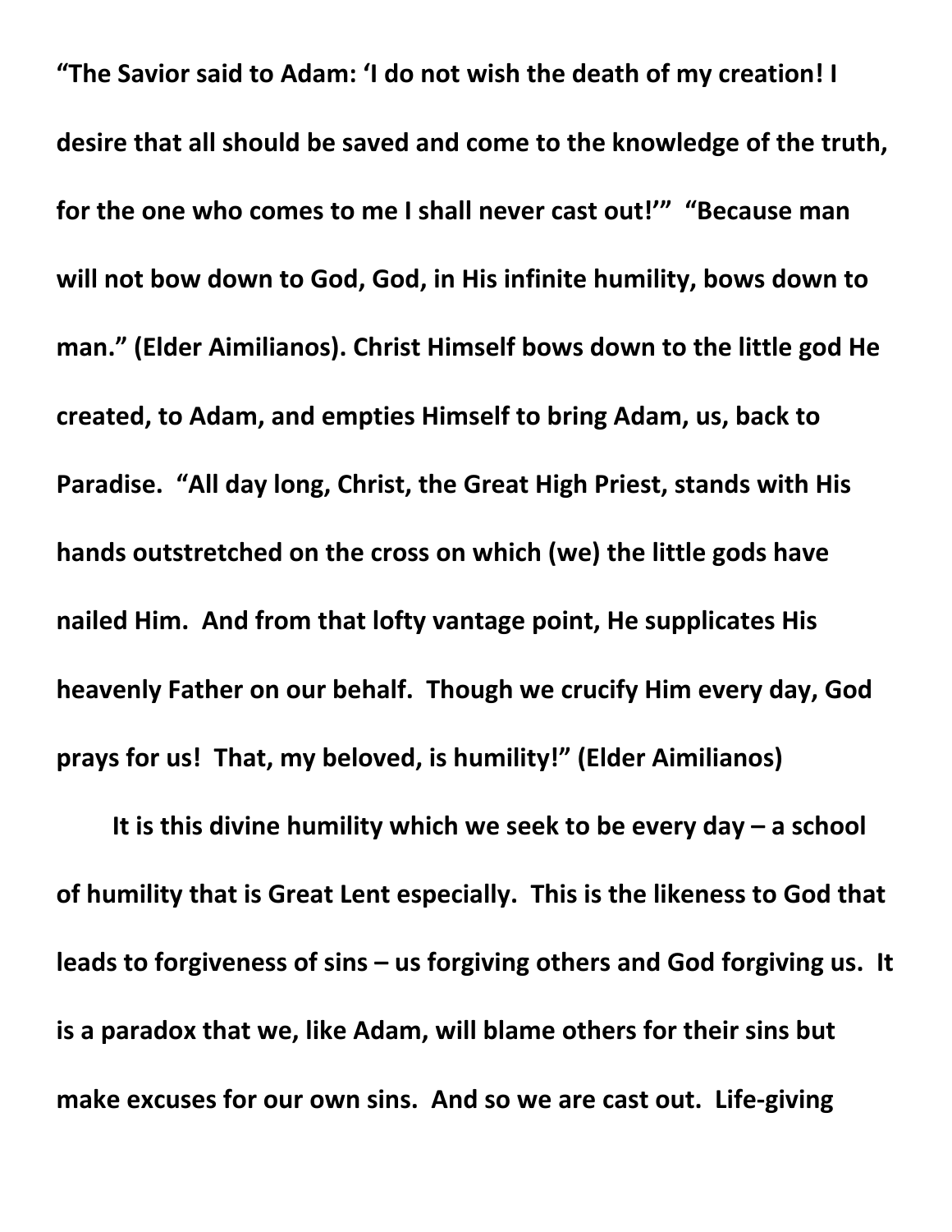**“The Savior said to Adam: ‘I do not wish the death of my creation! I desire that all should be saved and come to the knowledge of the truth, for the one who comes to me I shall never cast out!’” “Because man will not bow down to God, God, in His infinite humility, bows down to man.” (Elder Aimilianos). Christ Himself bows down to the little god He created, to Adam, and empties Himself to bring Adam, us, back to Paradise. “All day long, Christ, the Great High Priest, stands with His hands outstretched on the cross on which (we) the little gods have nailed Him. And from that lofty vantage point, He supplicates His heavenly Father on our behalf. Though we crucify Him every day, God prays for us! That, my beloved, is humility!” (Elder Aimilianos)**

**It is this divine humility which we seek to be every day – a school of humility that is Great Lent especially. This is the likeness to God that leads to forgiveness of sins – us forgiving others and God forgiving us. It is a paradox that we, like Adam, will blame others for their sins but make excuses for our own sins. And so we are cast out. Life-giving**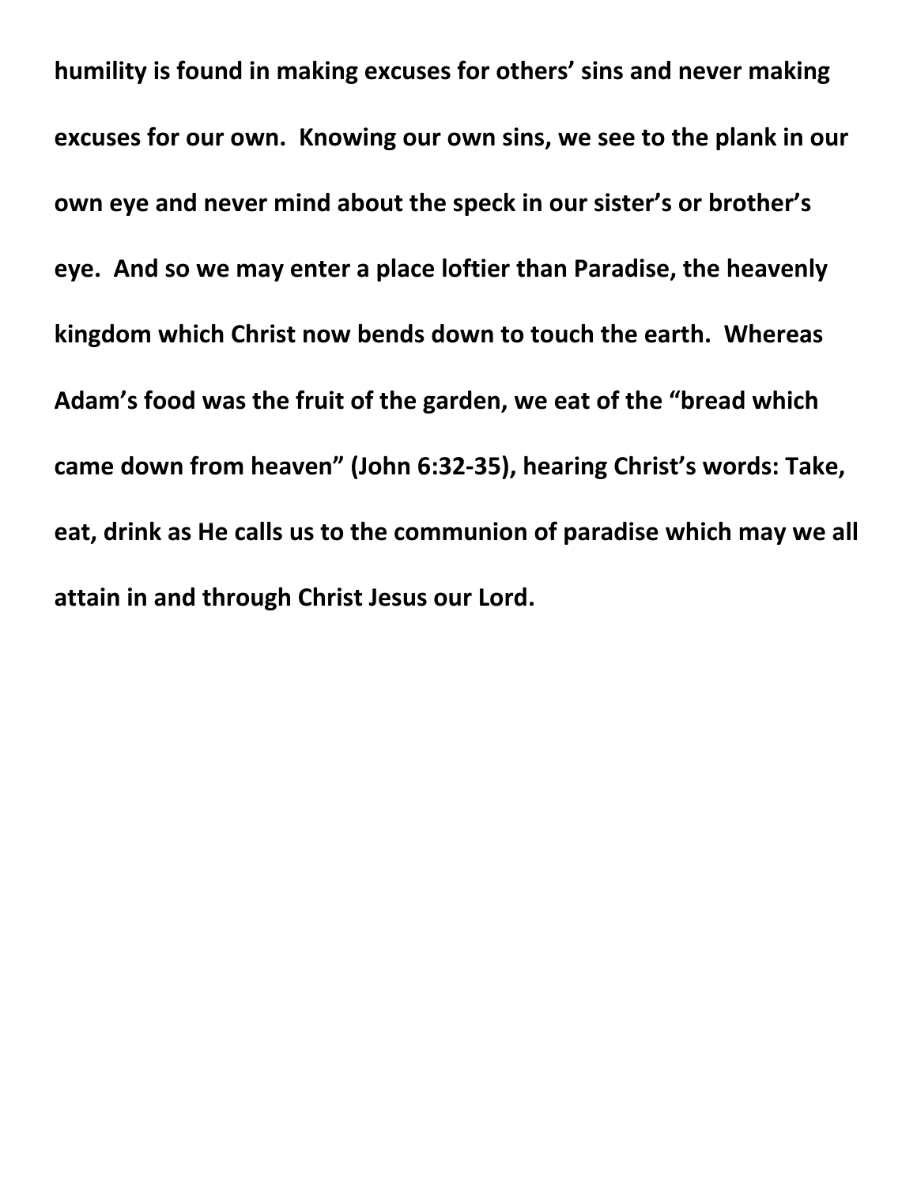**humility is found in making excuses for others' sins and never making excuses for our own. Knowing our own sins, we see to the plank in our own eye and never mind about the speck in our sister's or brother's eye. And so we may enter a place loftier than Paradise, the heavenly kingdom which Christ now bends down to touch the earth. Whereas Adam's food was the fruit of the garden, we eat of the "bread which came down from heaven" (John 6:32-35), hearing Christ's words: Take, eat, drink as He calls us to the communion of paradise which may we all attain in and through Christ Jesus our Lord.**